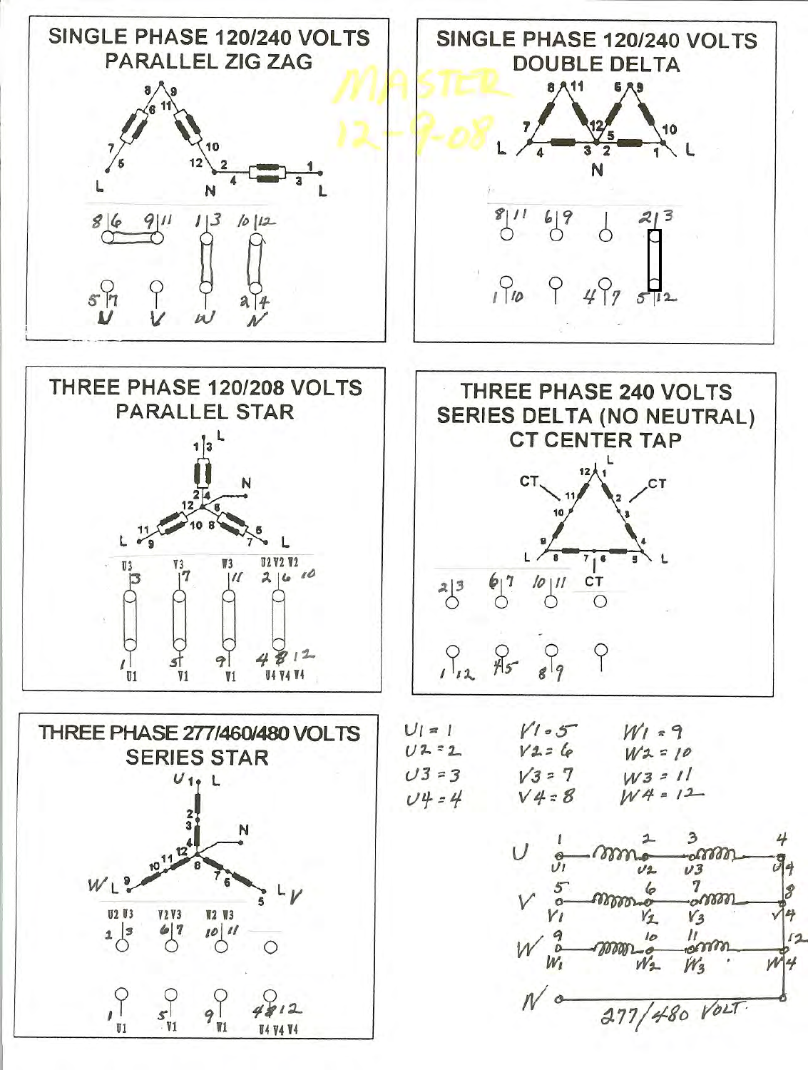## SINGLE PHASE 120/240 VOLTS PARALLEL ZIG ZAG

L 7 6 5 8 9 6 11 12 10 2 N 4 3 1 L

8|6 9|11 1|3 10|12

5|7 U V W 2|4 N

## SINGLE PHASE 120/240 VOLTS DOUBLE DELTA

MASTER 12-9-08

8 11 6 9 7 12 5 10 L 4 3 2 1 L N

8|11 6|9 2|3

1|10 4|7 5|12

## THREE PHASE 120/208 VOLTS PARALLEL STAR

1|3 L 2|4 N 12 6 11 10 8 5 L 9 7 L

U3 3 V3 7 W3 11 U2 V2 W2 2|6 10

1 U1 5 V1 9 W1 4 8 12 U4 V4 W4

## THREE PHASE 240 VOLTS SERIES DELTA (NO NEUTRAL) CT CENTER TAP

L 12 1 CT 11 2 CT 10 3 9 4 L 8 7 6 5 L

2|3 6|7 10|11 CT

1|12 4|5 8|9

## THREE PHASE 277/460/480 VOLTS SERIES STAR

U1 L 2 3 4 N 12 11 10 W L 9 8 7 6 5 L V

U2 U3 2|3 V2 V3 6|7 W2 W3 10|11

1 U1 5 V1 9 W1 4 8 12 U4 V4 W4

| | | |
|---|---|---|
| U1 = 1 | V1 = 5 | W1 = 9 |
| U2 = 2 | V2 = 6 | W2 = 10 |
| U3 = 3 | V3 = 7 | W3 = 11 |
| U4 = 4 | V4 = 8 | W4 = 12 |

U 1 U1 2 U2 3 U3 4 U4

V 5 V1 6 V2 7 V3 8 V4

W 9 W1 10 W2 11 W3 12 W4

N 277/480 VOLT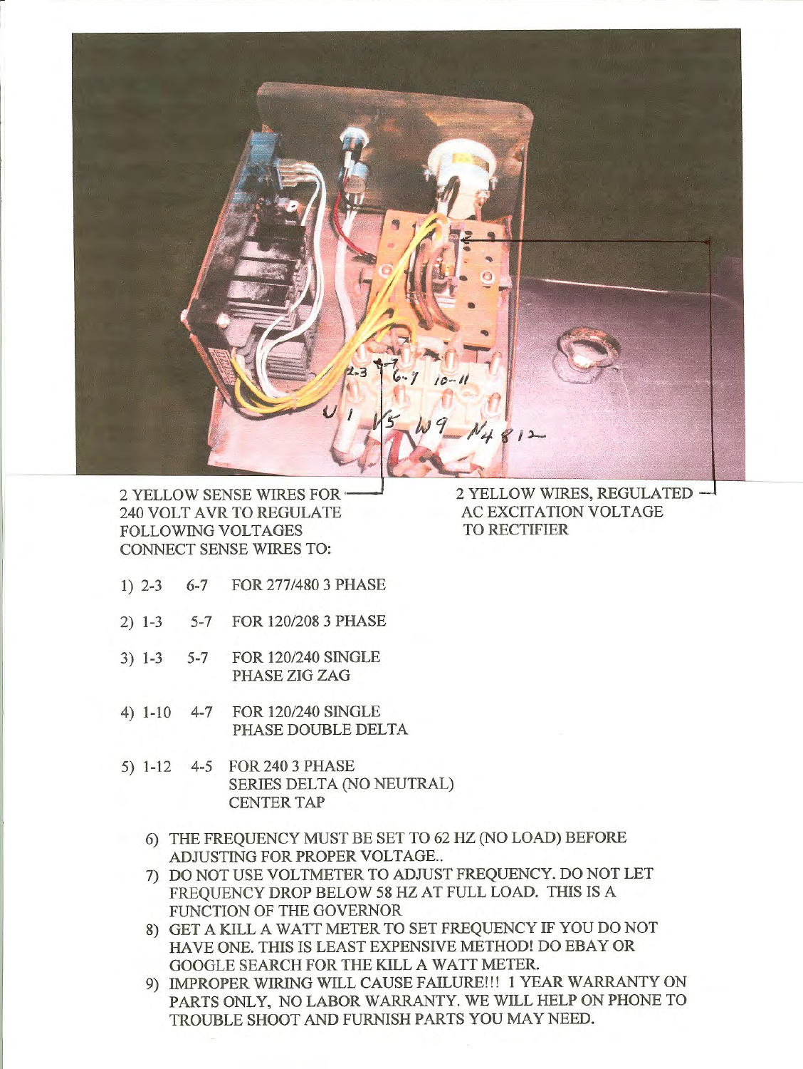2 YELLOW SENSE WIRES FOR 240 VOLT AVR TO REGULATE FOLLOWING VOLTAGES CONNECT SENSE WIRES TO:

2 YELLOW WIRES, REGULATED AC EXCITATION VOLTAGE TO RECTIFIER

1) 2-3 6-7 FOR 277/480 3 PHASE
2) 1-3 5-7 FOR 120/208 3 PHASE
3) 1-3 5-7 FOR 120/240 SINGLE PHASE ZIG ZAG
4) 1-10 4-7 FOR 120/240 SINGLE PHASE DOUBLE DELTA
5) 1-12 4-5 FOR 240 3 PHASE SERIES DELTA (NO NEUTRAL) CENTER TAP
6) THE FREQUENCY MUST BE SET TO 62 HZ (NO LOAD) BEFORE ADJUSTING FOR PROPER VOLTAGE..
7) DO NOT USE VOLTMETER TO ADJUST FREQUENCY. DO NOT LET FREQUENCY DROP BELOW 58 HZ AT FULL LOAD. THIS IS A FUNCTION OF THE GOVERNOR
8) GET A KILL A WATT METER TO SET FREQUENCY IF YOU DO NOT HAVE ONE. THIS IS LEAST EXPENSIVE METHOD! DO EBAY OR GOOGLE SEARCH FOR THE KILL A WATT METER.
9) IMPROPER WIRING WILL CAUSE FAILURE!!! 1 YEAR WARRANTY ON PARTS ONLY, NO LABOR WARRANTY. WE WILL HELP ON PHONE TO TROUBLE SHOOT AND FURNISH PARTS YOU MAY NEED.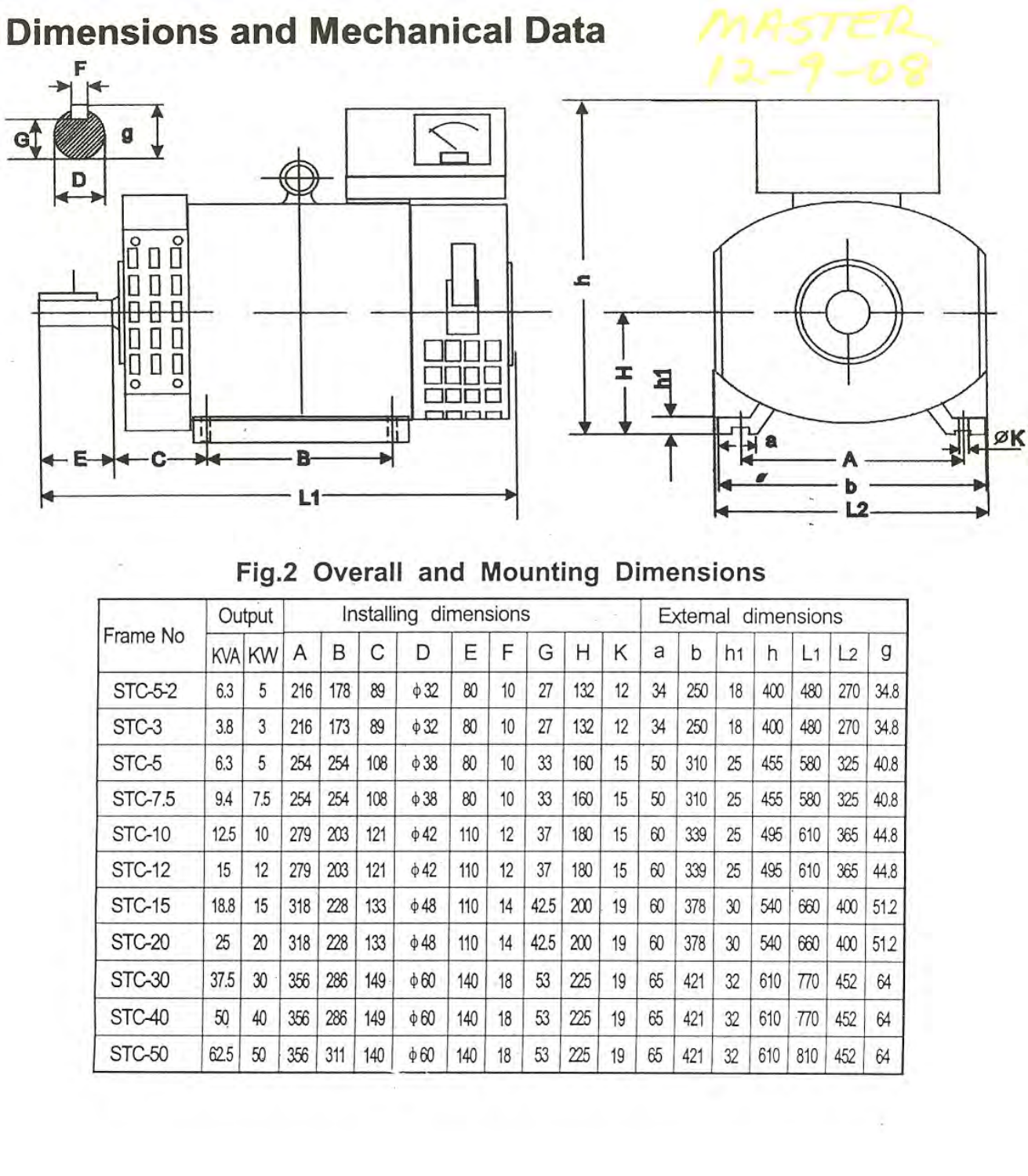# Dimensions and Mechanical Data

MASTER
12-9-08

F
G
g
D
E
C
B
L1
h
H
h1
a
A
b
L2
ØK

Fig.2 Overall and Mounting Dimensions

| Frame No | Output | | Installing dimensions | | | | | | | | | External dimensions | | | | | | |
|---|---|---|---|---|---|---|---|---|---|---|---|---|---|---|---|---|---|---|
| | KVA | KW | A | B | C | D | E | F | G | H | K | a | b | h1 | h | L1 | L2 | g |
| STC-5-2 | 6.3 | 5 | 216 | 178 | 89 | ϕ32 | 80 | 10 | 27 | 132 | 12 | 34 | 250 | 18 | 400 | 480 | 270 | 34.8 |
| STC-3 | 3.8 | 3 | 216 | 173 | 89 | ϕ32 | 80 | 10 | 27 | 132 | 12 | 34 | 250 | 18 | 400 | 480 | 270 | 34.8 |
| STC-5 | 6.3 | 5 | 254 | 254 | 108 | ϕ38 | 80 | 10 | 33 | 160 | 15 | 50 | 310 | 25 | 455 | 580 | 325 | 40.8 |
| STC-7.5 | 9.4 | 7.5 | 254 | 254 | 108 | ϕ38 | 80 | 10 | 33 | 160 | 15 | 50 | 310 | 25 | 455 | 580 | 325 | 40.8 |
| STC-10 | 12.5 | 10 | 279 | 203 | 121 | ϕ42 | 110 | 12 | 37 | 180 | 15 | 60 | 339 | 25 | 495 | 610 | 365 | 44.8 |
| STC-12 | 15 | 12 | 279 | 203 | 121 | ϕ42 | 110 | 12 | 37 | 180 | 15 | 60 | 339 | 25 | 495 | 610 | 365 | 44.8 |
| STC-15 | 18.8 | 15 | 318 | 228 | 133 | ϕ48 | 110 | 14 | 42.5 | 200 | 19 | 60 | 378 | 30 | 540 | 660 | 400 | 51.2 |
| STC-20 | 25 | 20 | 318 | 228 | 133 | ϕ48 | 110 | 14 | 42.5 | 200 | 19 | 60 | 378 | 30 | 540 | 660 | 400 | 51.2 |
| STC-30 | 37.5 | 30 | 356 | 286 | 149 | ϕ60 | 140 | 18 | 53 | 225 | 19 | 65 | 421 | 32 | 610 | 770 | 452 | 64 |
| STC-40 | 50 | 40 | 356 | 286 | 149 | ϕ60 | 140 | 18 | 53 | 225 | 19 | 65 | 421 | 32 | 610 | 770 | 452 | 64 |
| STC-50 | 62.5 | 50 | 356 | 311 | 140 | ϕ60 | 140 | 18 | 53 | 225 | 19 | 65 | 421 | 32 | 610 | 810 | 452 | 64 |